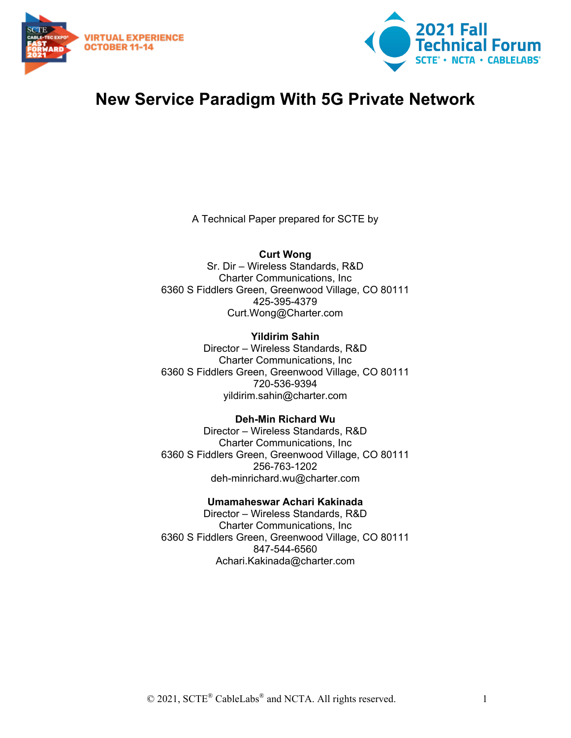# New Service Paradigm With 5G Private Network

A Technical Paper prepared for SCTE by

**Curt Wong**
Sr. Dir – Wireless Standards, R&D
Charter Communications, Inc
6360 S Fiddlers Green, Greenwood Village, CO 80111
425-395-4379
Curt.Wong@Charter.com

**Yildirim Sahin**
Director – Wireless Standards, R&D
Charter Communications, Inc
6360 S Fiddlers Green, Greenwood Village, CO 80111
720-536-9394
yildirim.sahin@charter.com

**Deh-Min Richard Wu**
Director – Wireless Standards, R&D
Charter Communications, Inc
6360 S Fiddlers Green, Greenwood Village, CO 80111
256-763-1202
deh-minrichard.wu@charter.com

**Umamaheswar Achari Kakinada**
Director – Wireless Standards, R&D
Charter Communications, Inc
6360 S Fiddlers Green, Greenwood Village, CO 80111
847-544-6560
Achari.Kakinada@charter.com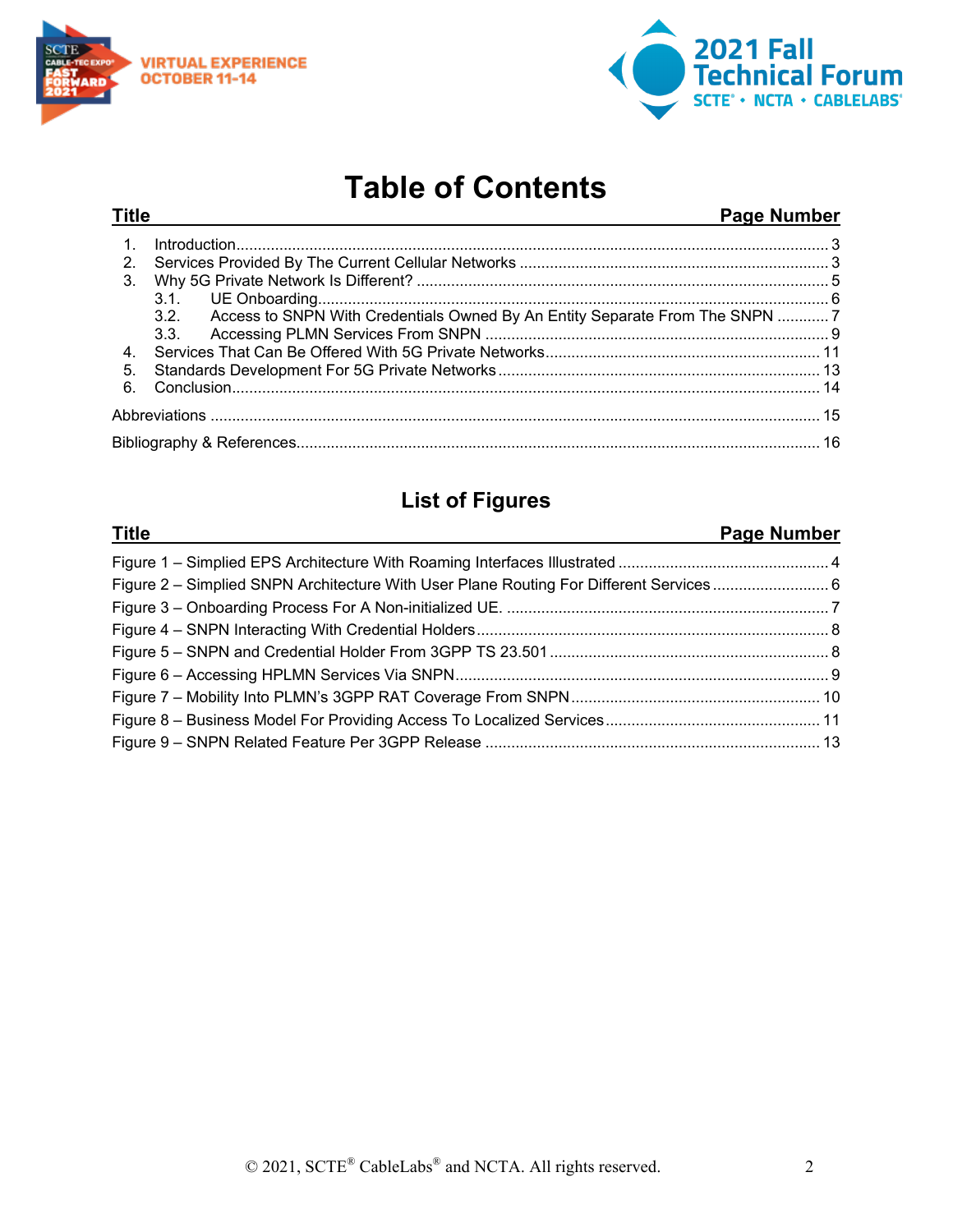# Table of Contents

| Title | Page Number |
| --- | --- |
| 1. Introduction | 3 |
| 2. Services Provided By The Current Cellular Networks | 3 |
| 3. Why 5G Private Network Is Different? | 5 |
| 3.1. UE Onboarding | 6 |
| 3.2. Access to SNPN With Credentials Owned By An Entity Separate From The SNPN | 7 |
| 3.3. Accessing PLMN Services From SNPN | 9 |
| 4. Services That Can Be Offered With 5G Private Networks | 11 |
| 5. Standards Development For 5G Private Networks | 13 |
| 6. Conclusion | 14 |
| Abbreviations | 15 |
| Bibliography & References | 16 |

## List of Figures

| Title | Page Number |
| --- | --- |
| Figure 1 – Simplied EPS Architecture With Roaming Interfaces Illustrated | 4 |
| Figure 2 – Simplied SNPN Architecture With User Plane Routing For Different Services | 6 |
| Figure 3 – Onboarding Process For A Non-initialized UE. | 7 |
| Figure 4 – SNPN Interacting With Credential Holders | 8 |
| Figure 5 – SNPN and Credential Holder From 3GPP TS 23.501 | 8 |
| Figure 6 – Accessing HPLMN Services Via SNPN | 9 |
| Figure 7 – Mobility Into PLMN's 3GPP RAT Coverage From SNPN | 10 |
| Figure 8 – Business Model For Providing Access To Localized Services | 11 |
| Figure 9 – SNPN Related Feature Per 3GPP Release | 13 |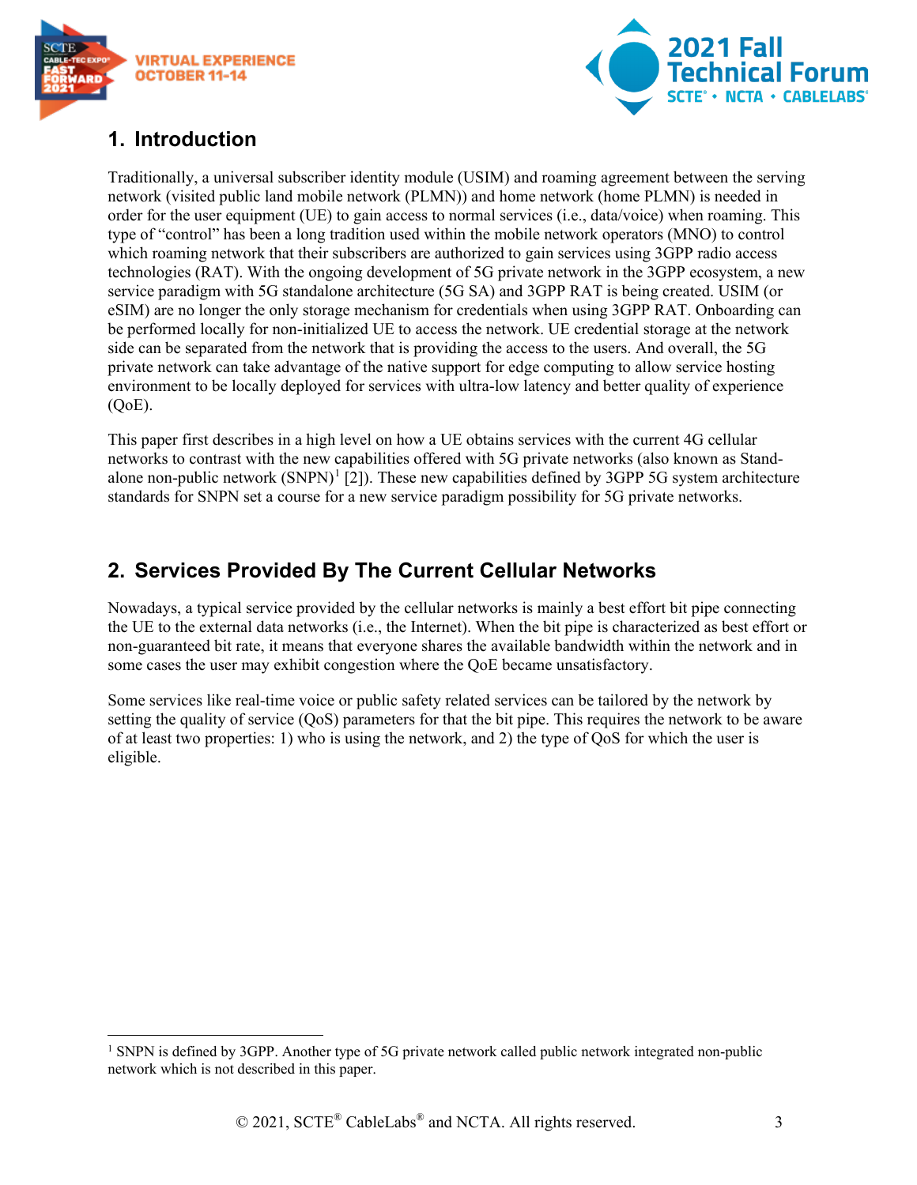## 1. Introduction

Traditionally, a universal subscriber identity module (USIM) and roaming agreement between the serving network (visited public land mobile network (PLMN)) and home network (home PLMN) is needed in order for the user equipment (UE) to gain access to normal services (i.e., data/voice) when roaming. This type of "control" has been a long tradition used within the mobile network operators (MNO) to control which roaming network that their subscribers are authorized to gain services using 3GPP radio access technologies (RAT). With the ongoing development of 5G private network in the 3GPP ecosystem, a new service paradigm with 5G standalone architecture (5G SA) and 3GPP RAT is being created. USIM (or eSIM) are no longer the only storage mechanism for credentials when using 3GPP RAT. Onboarding can be performed locally for non-initialized UE to access the network. UE credential storage at the network side can be separated from the network that is providing the access to the users. And overall, the 5G private network can take advantage of the native support for edge computing to allow service hosting environment to be locally deployed for services with ultra-low latency and better quality of experience (QoE).

This paper first describes in a high level on how a UE obtains services with the current 4G cellular networks to contrast with the new capabilities offered with 5G private networks (also known as Stand-alone non-public network (SNPN)[1] [2]). These new capabilities defined by 3GPP 5G system architecture standards for SNPN set a course for a new service paradigm possibility for 5G private networks.

## 2. Services Provided By The Current Cellular Networks

Nowadays, a typical service provided by the cellular networks is mainly a best effort bit pipe connecting the UE to the external data networks (i.e., the Internet). When the bit pipe is characterized as best effort or non-guaranteed bit rate, it means that everyone shares the available bandwidth within the network and in some cases the user may exhibit congestion where the QoE became unsatisfactory.

Some services like real-time voice or public safety related services can be tailored by the network by setting the quality of service (QoS) parameters for that the bit pipe. This requires the network to be aware of at least two properties: 1) who is using the network, and 2) the type of QoS for which the user is eligible.

[1] SNPN is defined by 3GPP. Another type of 5G private network called public network integrated non-public network which is not described in this paper.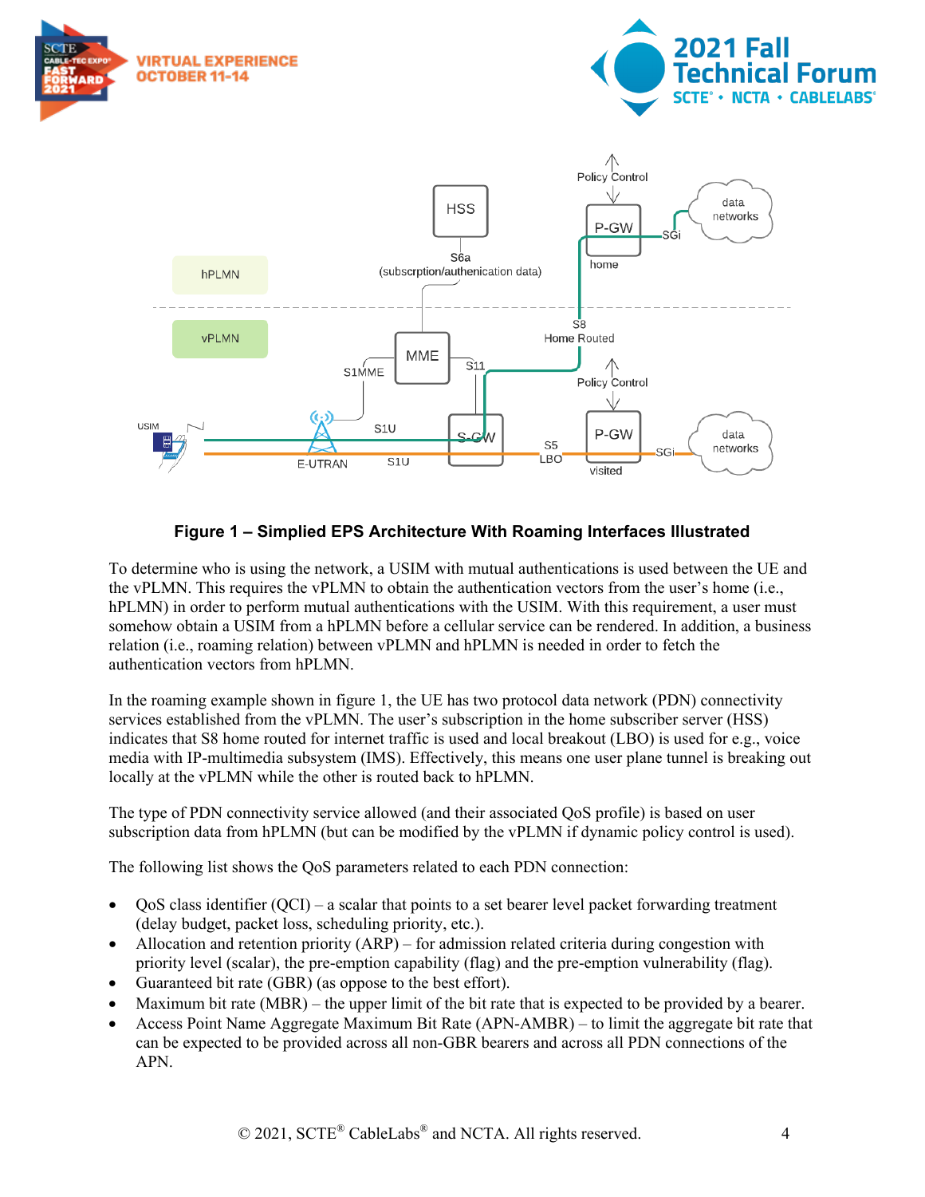**Figure 1 – Simplied EPS Architecture With Roaming Interfaces Illustrated**

To determine who is using the network, a USIM with mutual authentications is used between the UE and the vPLMN. This requires the vPLMN to obtain the authentication vectors from the user's home (i.e., hPLMN) in order to perform mutual authentications with the USIM. With this requirement, a user must somehow obtain a USIM from a hPLMN before a cellular service can be rendered. In addition, a business relation (i.e., roaming relation) between vPLMN and hPLMN is needed in order to fetch the authentication vectors from hPLMN.

In the roaming example shown in figure 1, the UE has two protocol data network (PDN) connectivity services established from the vPLMN. The user's subscription in the home subscriber server (HSS) indicates that S8 home routed for internet traffic is used and local breakout (LBO) is used for e.g., voice media with IP-multimedia subsystem (IMS). Effectively, this means one user plane tunnel is breaking out locally at the vPLMN while the other is routed back to hPLMN.

The type of PDN connectivity service allowed (and their associated QoS profile) is based on user subscription data from hPLMN (but can be modified by the vPLMN if dynamic policy control is used).

The following list shows the QoS parameters related to each PDN connection:

- QoS class identifier (QCI) – a scalar that points to a set bearer level packet forwarding treatment (delay budget, packet loss, scheduling priority, etc.).
- Allocation and retention priority (ARP) – for admission related criteria during congestion with priority level (scalar), the pre-emption capability (flag) and the pre-emption vulnerability (flag).
- Guaranteed bit rate (GBR) (as oppose to the best effort).
- Maximum bit rate (MBR) – the upper limit of the bit rate that is expected to be provided by a bearer.
- Access Point Name Aggregate Maximum Bit Rate (APN-AMBR) – to limit the aggregate bit rate that can be expected to be provided across all non-GBR bearers and across all PDN connections of the APN.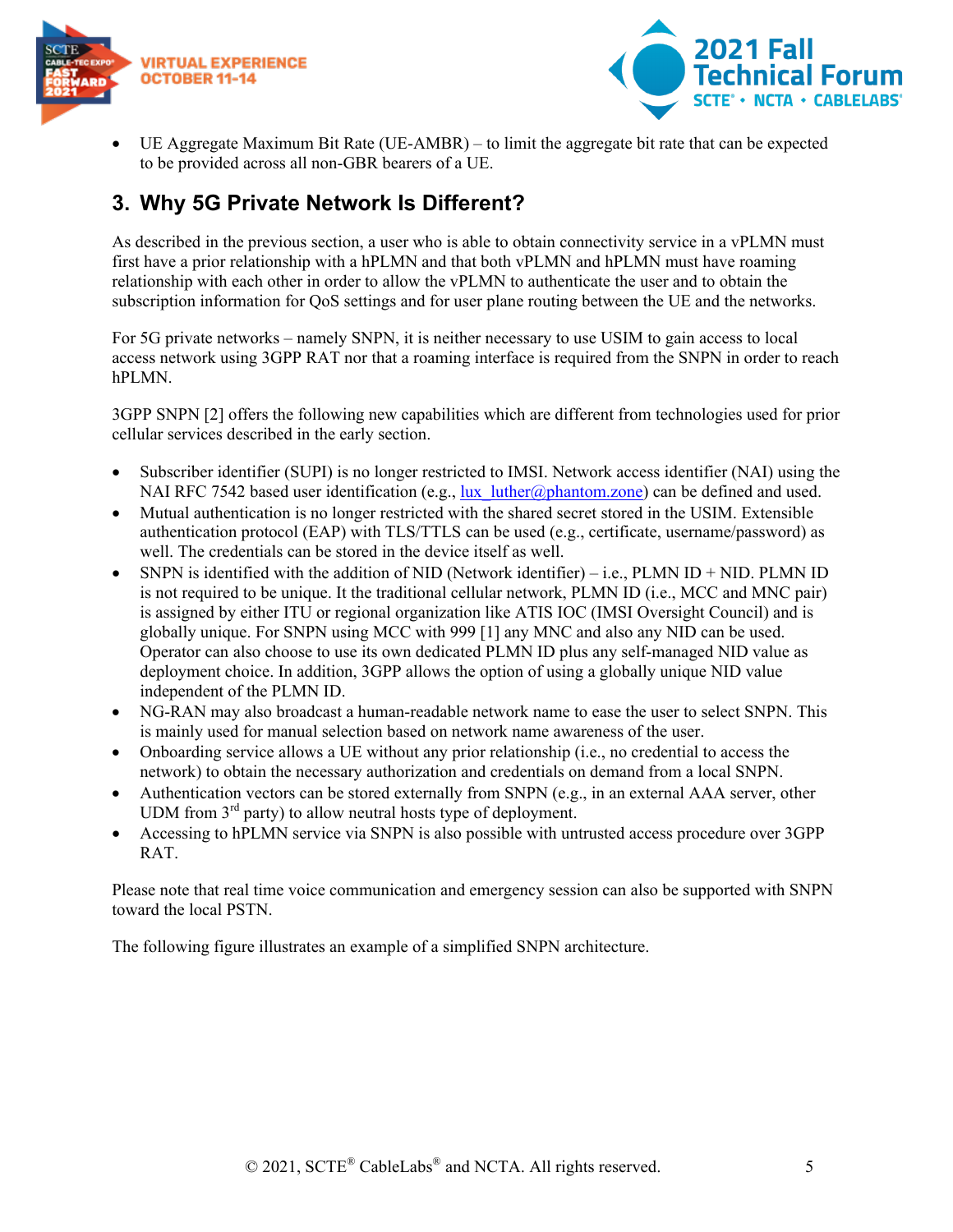- UE Aggregate Maximum Bit Rate (UE-AMBR) – to limit the aggregate bit rate that can be expected to be provided across all non-GBR bearers of a UE.

## 3. Why 5G Private Network Is Different?

As described in the previous section, a user who is able to obtain connectivity service in a vPLMN must first have a prior relationship with a hPLMN and that both vPLMN and hPLMN must have roaming relationship with each other in order to allow the vPLMN to authenticate the user and to obtain the subscription information for QoS settings and for user plane routing between the UE and the networks.

For 5G private networks – namely SNPN, it is neither necessary to use USIM to gain access to local access network using 3GPP RAT nor that a roaming interface is required from the SNPN in order to reach hPLMN.

3GPP SNPN [2] offers the following new capabilities which are different from technologies used for prior cellular services described in the early section.

- Subscriber identifier (SUPI) is no longer restricted to IMSI. Network access identifier (NAI) using the NAI RFC 7542 based user identification (e.g., lux_luther@phantom.zone) can be defined and used.
- Mutual authentication is no longer restricted with the shared secret stored in the USIM. Extensible authentication protocol (EAP) with TLS/TTLS can be used (e.g., certificate, username/password) as well. The credentials can be stored in the device itself as well.
- SNPN is identified with the addition of NID (Network identifier) – i.e., PLMN ID + NID. PLMN ID is not required to be unique. It the traditional cellular network, PLMN ID (i.e., MCC and MNC pair) is assigned by either ITU or regional organization like ATIS IOC (IMSI Oversight Council) and is globally unique. For SNPN using MCC with 999 [1] any MNC and also any NID can be used. Operator can also choose to use its own dedicated PLMN ID plus any self-managed NID value as deployment choice. In addition, 3GPP allows the option of using a globally unique NID value independent of the PLMN ID.
- NG-RAN may also broadcast a human-readable network name to ease the user to select SNPN. This is mainly used for manual selection based on network name awareness of the user.
- Onboarding service allows a UE without any prior relationship (i.e., no credential to access the network) to obtain the necessary authorization and credentials on demand from a local SNPN.
- Authentication vectors can be stored externally from SNPN (e.g., in an external AAA server, other UDM from 3rd party) to allow neutral hosts type of deployment.
- Accessing to hPLMN service via SNPN is also possible with untrusted access procedure over 3GPP RAT.

Please note that real time voice communication and emergency session can also be supported with SNPN toward the local PSTN.

The following figure illustrates an example of a simplified SNPN architecture.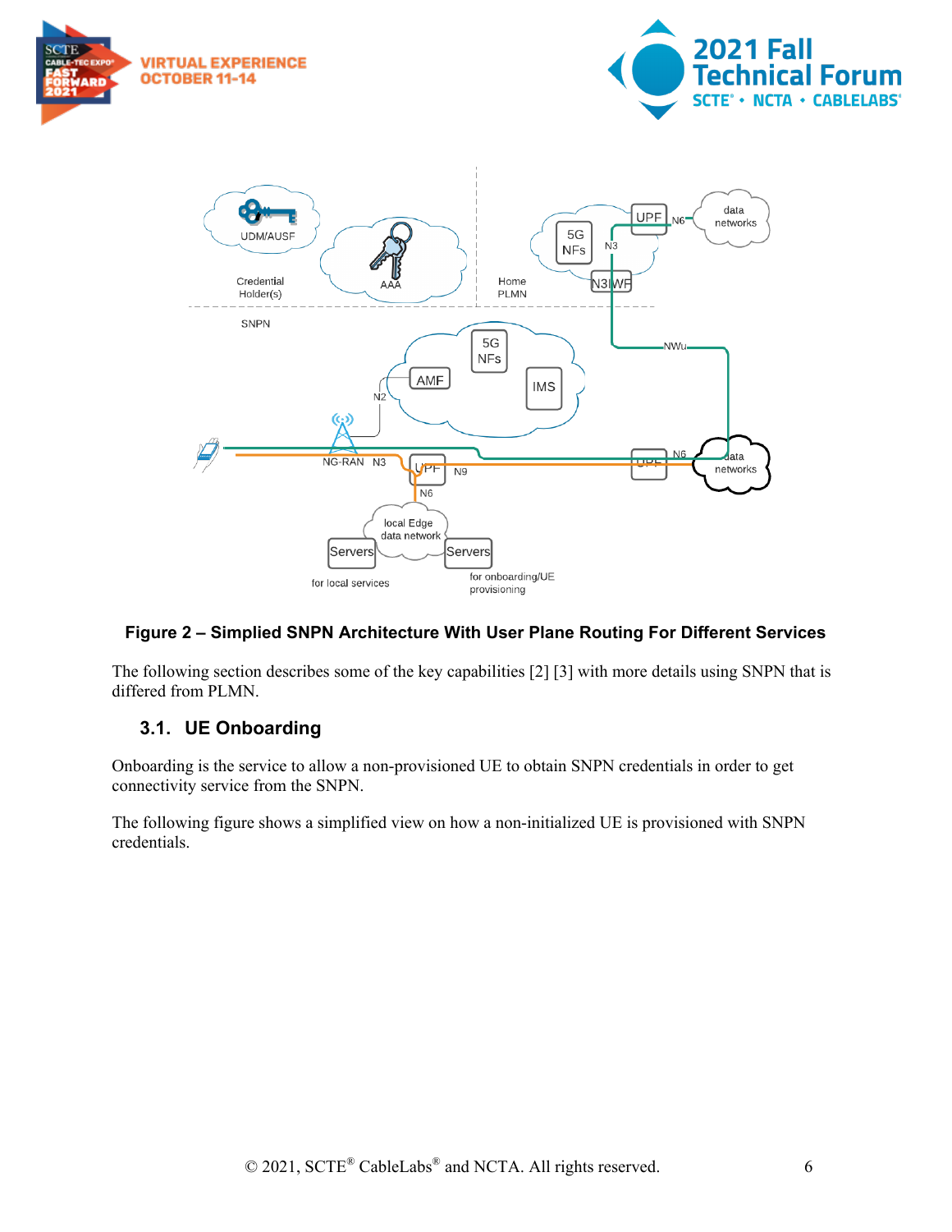**Figure 2 – Simplied SNPN Architecture With User Plane Routing For Different Services**

The following section describes some of the key capabilities [2] [3] with more details using SNPN that is differed from PLMN.

## 3.1. UE Onboarding

Onboarding is the service to allow a non-provisioned UE to obtain SNPN credentials in order to get connectivity service from the SNPN.

The following figure shows a simplified view on how a non-initialized UE is provisioned with SNPN credentials.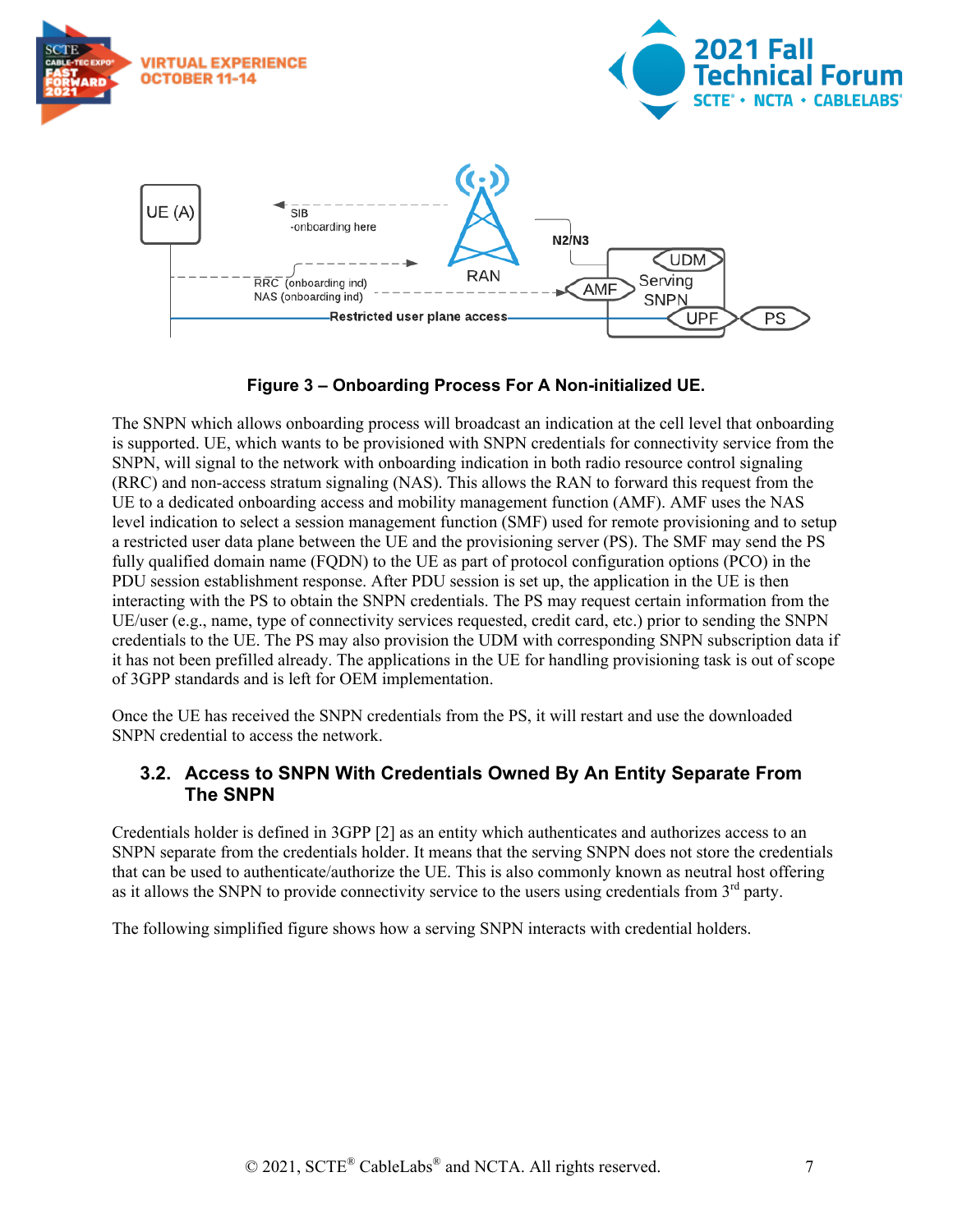**Figure 3 – Onboarding Process For A Non-initialized UE.**

The SNPN which allows onboarding process will broadcast an indication at the cell level that onboarding is supported. UE, which wants to be provisioned with SNPN credentials for connectivity service from the SNPN, will signal to the network with onboarding indication in both radio resource control signaling (RRC) and non-access stratum signaling (NAS). This allows the RAN to forward this request from the UE to a dedicated onboarding access and mobility management function (AMF). AMF uses the NAS level indication to select a session management function (SMF) used for remote provisioning and to setup a restricted user data plane between the UE and the provisioning server (PS). The SMF may send the PS fully qualified domain name (FQDN) to the UE as part of protocol configuration options (PCO) in the PDU session establishment response. After PDU session is set up, the application in the UE is then interacting with the PS to obtain the SNPN credentials. The PS may request certain information from the UE/user (e.g., name, type of connectivity services requested, credit card, etc.) prior to sending the SNPN credentials to the UE. The PS may also provision the UDM with corresponding SNPN subscription data if it has not been prefilled already. The applications in the UE for handling provisioning task is out of scope of 3GPP standards and is left for OEM implementation.

Once the UE has received the SNPN credentials from the PS, it will restart and use the downloaded SNPN credential to access the network.

## 3.2. Access to SNPN With Credentials Owned By An Entity Separate From The SNPN

Credentials holder is defined in 3GPP [2] as an entity which authenticates and authorizes access to an SNPN separate from the credentials holder. It means that the serving SNPN does not store the credentials that can be used to authenticate/authorize the UE. This is also commonly known as neutral host offering as it allows the SNPN to provide connectivity service to the users using credentials from 3rd party.

The following simplified figure shows how a serving SNPN interacts with credential holders.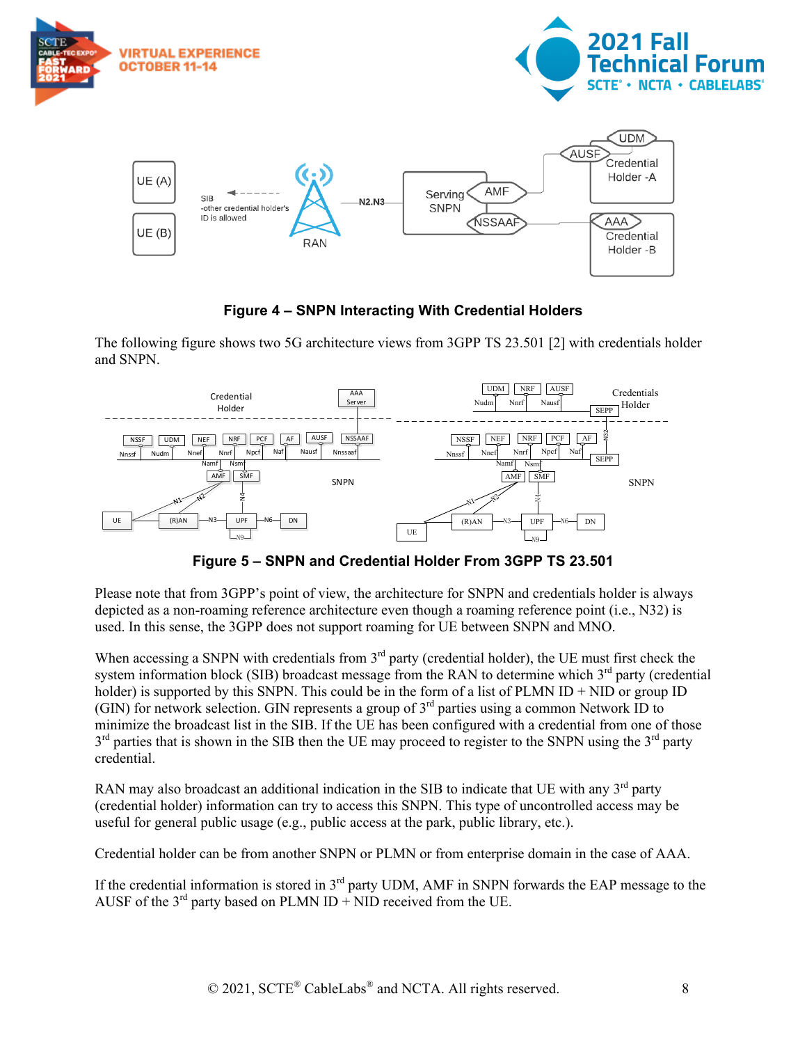**Figure 4 – SNPN Interacting With Credential Holders**

The following figure shows two 5G architecture views from 3GPP TS 23.501 [2] with credentials holder and SNPN.

**Figure 5 – SNPN and Credential Holder From 3GPP TS 23.501**

Please note that from 3GPP's point of view, the architecture for SNPN and credentials holder is always depicted as a non-roaming reference architecture even though a roaming reference point (i.e., N32) is used. In this sense, the 3GPP does not support roaming for UE between SNPN and MNO.

When accessing a SNPN with credentials from 3rd party (credential holder), the UE must first check the system information block (SIB) broadcast message from the RAN to determine which 3rd party (credential holder) is supported by this SNPN. This could be in the form of a list of PLMN ID + NID or group ID (GIN) for network selection. GIN represents a group of 3rd parties using a common Network ID to minimize the broadcast list in the SIB. If the UE has been configured with a credential from one of those 3rd parties that is shown in the SIB then the UE may proceed to register to the SNPN using the 3rd party credential.

RAN may also broadcast an additional indication in the SIB to indicate that UE with any 3rd party (credential holder) information can try to access this SNPN. This type of uncontrolled access may be useful for general public usage (e.g., public access at the park, public library, etc.).

Credential holder can be from another SNPN or PLMN or from enterprise domain in the case of AAA.

If the credential information is stored in 3rd party UDM, AMF in SNPN forwards the EAP message to the AUSF of the 3rd party based on PLMN ID + NID received from the UE.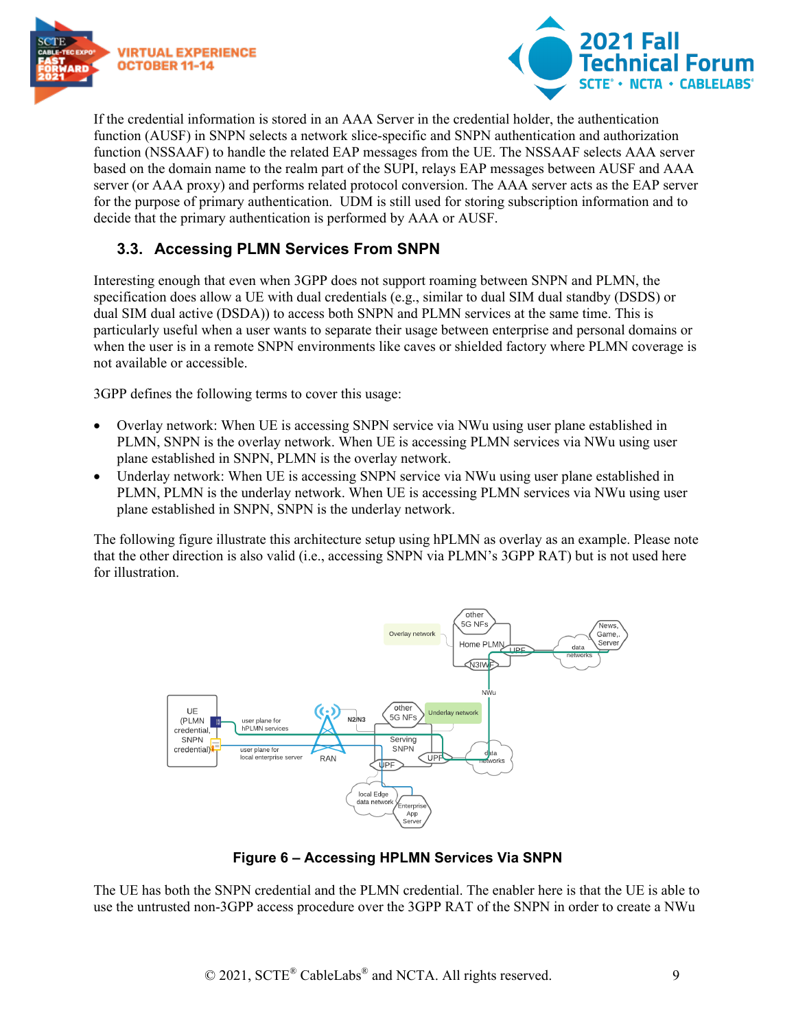If the credential information is stored in an AAA Server in the credential holder, the authentication function (AUSF) in SNPN selects a network slice-specific and SNPN authentication and authorization function (NSSAAF) to handle the related EAP messages from the UE. The NSSAAF selects AAA server based on the domain name to the realm part of the SUPI, relays EAP messages between AUSF and AAA server (or AAA proxy) and performs related protocol conversion. The AAA server acts as the EAP server for the purpose of primary authentication. UDM is still used for storing subscription information and to decide that the primary authentication is performed by AAA or AUSF.

## 3.3. Accessing PLMN Services From SNPN

Interesting enough that even when 3GPP does not support roaming between SNPN and PLMN, the specification does allow a UE with dual credentials (e.g., similar to dual SIM dual standby (DSDS) or dual SIM dual active (DSDA)) to access both SNPN and PLMN services at the same time. This is particularly useful when a user wants to separate their usage between enterprise and personal domains or when the user is in a remote SNPN environments like caves or shielded factory where PLMN coverage is not available or accessible.

3GPP defines the following terms to cover this usage:

- Overlay network: When UE is accessing SNPN service via NWu using user plane established in PLMN, SNPN is the overlay network. When UE is accessing PLMN services via NWu using user plane established in SNPN, PLMN is the overlay network.
- Underlay network: When UE is accessing SNPN service via NWu using user plane established in PLMN, PLMN is the underlay network. When UE is accessing PLMN services via NWu using user plane established in SNPN, SNPN is the underlay network.

The following figure illustrate this architecture setup using hPLMN as overlay as an example. Please note that the other direction is also valid (i.e., accessing SNPN via PLMN's 3GPP RAT) but is not used here for illustration.

**Figure 6 – Accessing HPLMN Services Via SNPN**

The UE has both the SNPN credential and the PLMN credential. The enabler here is that the UE is able to use the untrusted non-3GPP access procedure over the 3GPP RAT of the SNPN in order to create a NWu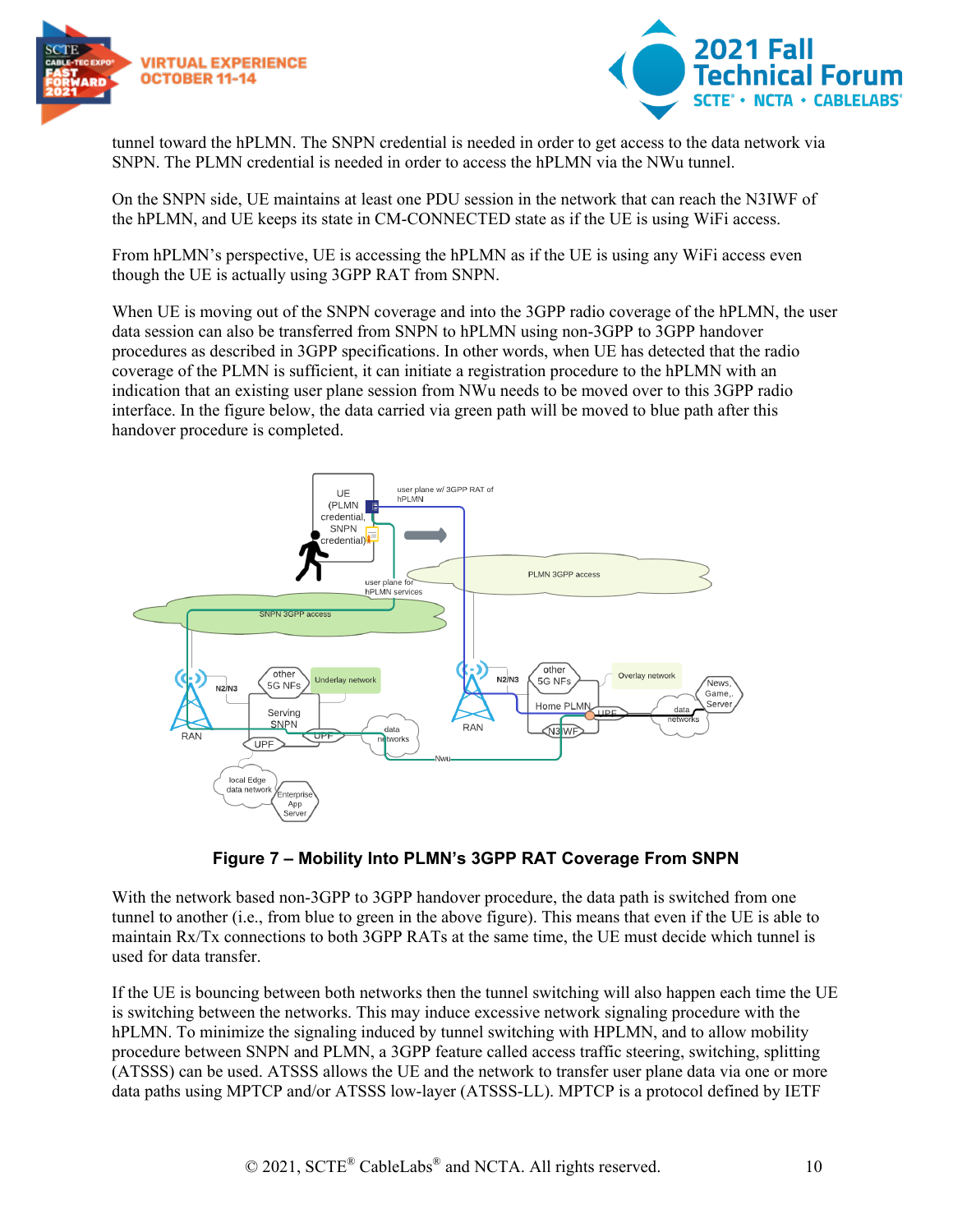tunnel toward the hPLMN. The SNPN credential is needed in order to get access to the data network via SNPN. The PLMN credential is needed in order to access the hPLMN via the NWu tunnel.

On the SNPN side, UE maintains at least one PDU session in the network that can reach the N3IWF of the hPLMN, and UE keeps its state in CM-CONNECTED state as if the UE is using WiFi access.

From hPLMN's perspective, UE is accessing the hPLMN as if the UE is using any WiFi access even though the UE is actually using 3GPP RAT from SNPN.

When UE is moving out of the SNPN coverage and into the 3GPP radio coverage of the hPLMN, the user data session can also be transferred from SNPN to hPLMN using non-3GPP to 3GPP handover procedures as described in 3GPP specifications. In other words, when UE has detected that the radio coverage of the PLMN is sufficient, it can initiate a registration procedure to the hPLMN with an indication that an existing user plane session from NWu needs to be moved over to this 3GPP radio interface. In the figure below, the data carried via green path will be moved to blue path after this handover procedure is completed.

**Figure 7 – Mobility Into PLMN's 3GPP RAT Coverage From SNPN**

With the network based non-3GPP to 3GPP handover procedure, the data path is switched from one tunnel to another (i.e., from blue to green in the above figure). This means that even if the UE is able to maintain Rx/Tx connections to both 3GPP RATs at the same time, the UE must decide which tunnel is used for data transfer.

If the UE is bouncing between both networks then the tunnel switching will also happen each time the UE is switching between the networks. This may induce excessive network signaling procedure with the hPLMN. To minimize the signaling induced by tunnel switching with HPLMN, and to allow mobility procedure between SNPN and PLMN, a 3GPP feature called access traffic steering, switching, splitting (ATSSS) can be used. ATSSS allows the UE and the network to transfer user plane data via one or more data paths using MPTCP and/or ATSSS low-layer (ATSSS-LL). MPTCP is a protocol defined by IETF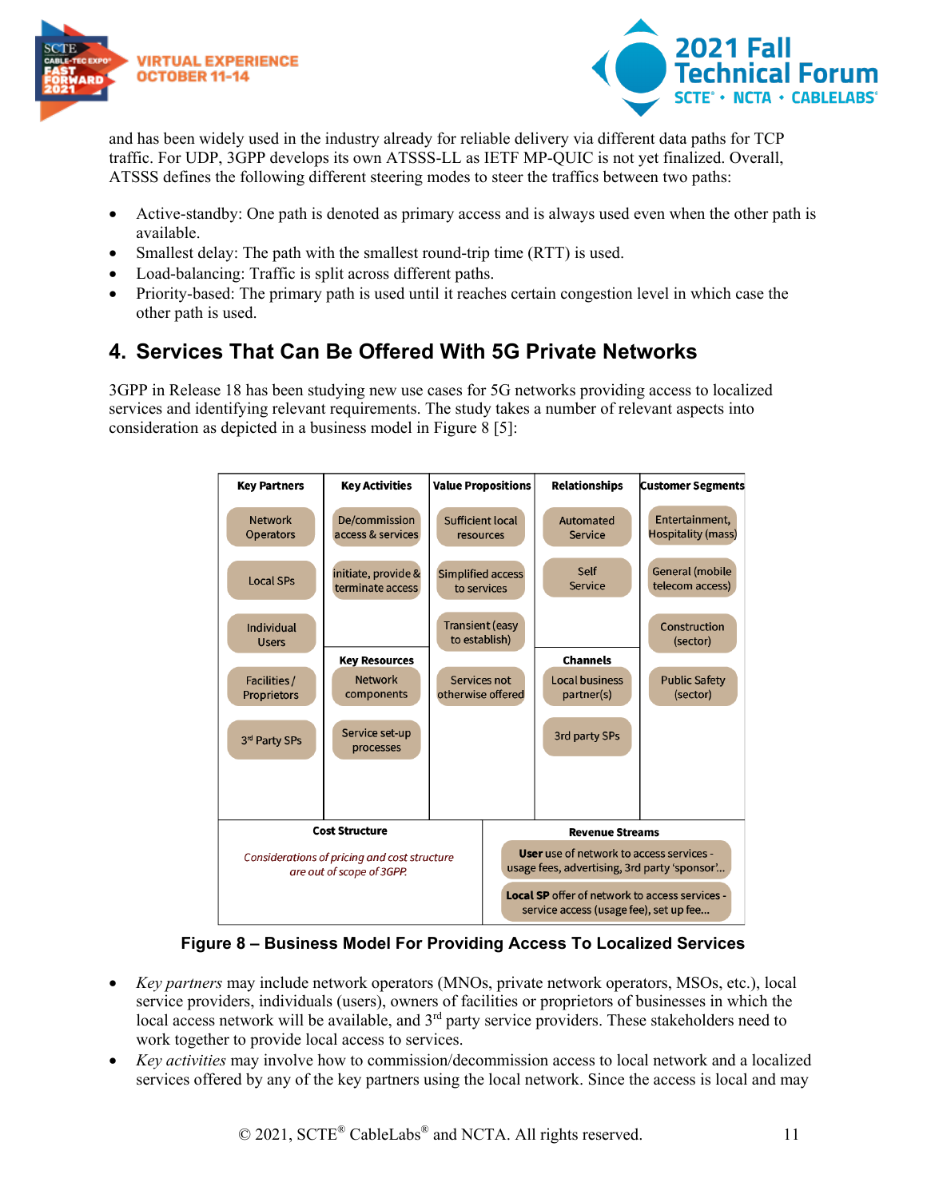and has been widely used in the industry already for reliable delivery via different data paths for TCP traffic. For UDP, 3GPP develops its own ATSSS-LL as IETF MP-QUIC is not yet finalized. Overall, ATSSS defines the following different steering modes to steer the traffics between two paths:

- Active-standby: One path is denoted as primary access and is always used even when the other path is available.
- Smallest delay: The path with the smallest round-trip time (RTT) is used.
- Load-balancing: Traffic is split across different paths.
- Priority-based: The primary path is used until it reaches certain congestion level in which case the other path is used.

## 4. Services That Can Be Offered With 5G Private Networks

3GPP in Release 18 has been studying new use cases for 5G networks providing access to localized services and identifying relevant requirements. The study takes a number of relevant aspects into consideration as depicted in a business model in Figure 8 [5]:

| Key Partners | Key Activities | Value Propositions | Relationships | Customer Segments |
|---|---|---|---|---|
| Network Operators | De/commission access & services | Sufficient local resources | Automated Service | Entertainment, Hospitality (mass) |
| Local SPs | initiate, provide & terminate access | Simplified access to services | Self Service | General (mobile telecom access) |
| Individual Users | | Transient (easy to establish) | | Construction (sector) |
| | **Key Resources** | | **Channels** | |
| Facilities / Proprietors | Network components | Services not otherwise offered | Local business partner(s) | Public Safety (sector) |
| 3rd Party SPs | Service set-up processes | | 3rd party SPs | |

| Cost Structure | Revenue Streams |
|---|---|
| *Considerations of pricing and cost structure are out of scope of 3GPP.* | **User** use of network to access services - usage fees, advertising, 3rd party 'sponsor'... |
| | **Local SP** offer of network to access services - service access (usage fee), set up fee... |

**Figure 8 – Business Model For Providing Access To Localized Services**

- *Key partners* may include network operators (MNOs, private network operators, MSOs, etc.), local service providers, individuals (users), owners of facilities or proprietors of businesses in which the local access network will be available, and 3rd party service providers. These stakeholders need to work together to provide local access to services.
- *Key activities* may involve how to commission/decommission access to local network and a localized services offered by any of the key partners using the local network. Since the access is local and may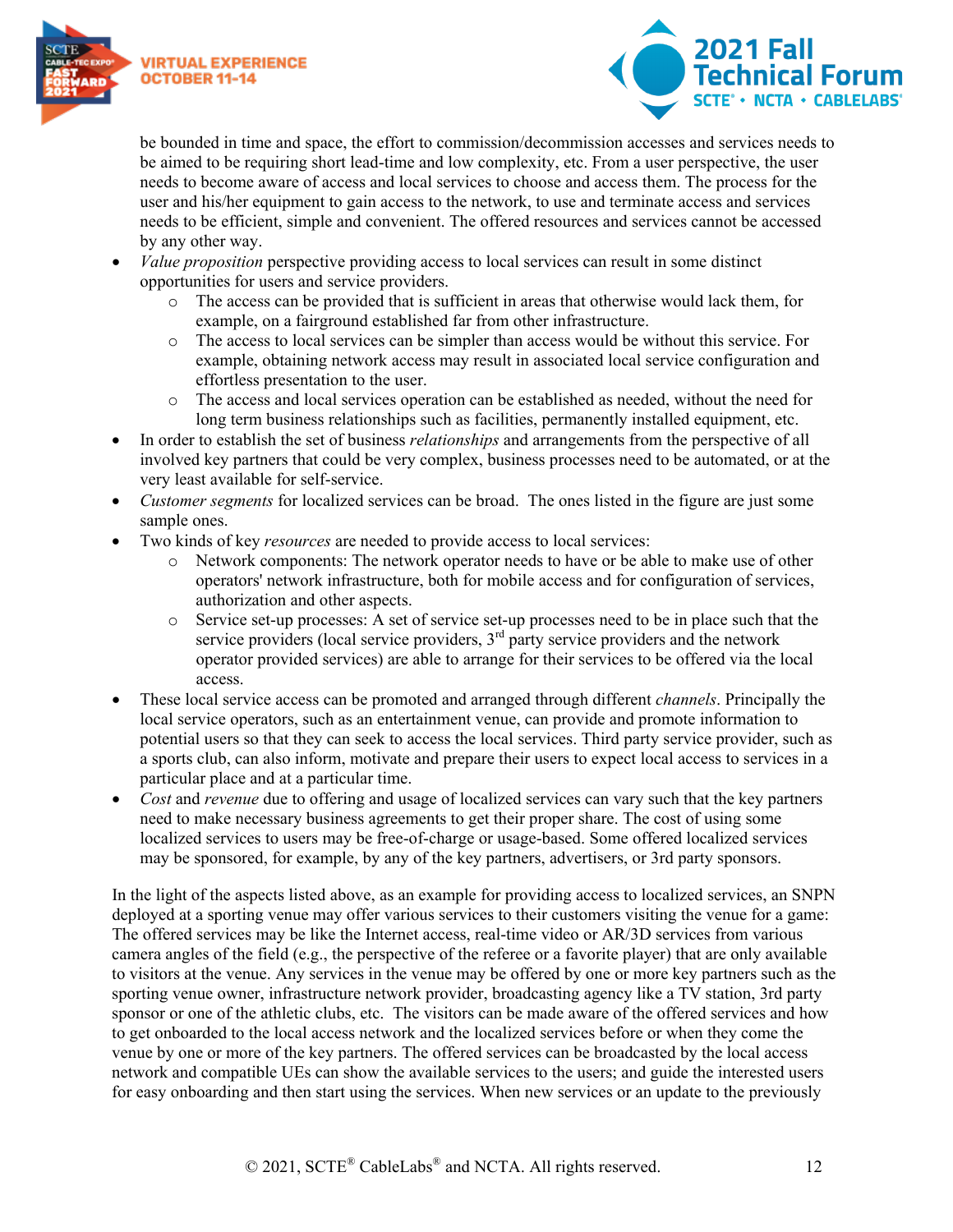be bounded in time and space, the effort to commission/decommission accesses and services needs to be aimed to be requiring short lead-time and low complexity, etc. From a user perspective, the user needs to become aware of access and local services to choose and access them. The process for the user and his/her equipment to gain access to the network, to use and terminate access and services needs to be efficient, simple and convenient. The offered resources and services cannot be accessed by any other way.

- *Value proposition* perspective providing access to local services can result in some distinct opportunities for users and service providers.
  - The access can be provided that is sufficient in areas that otherwise would lack them, for example, on a fairground established far from other infrastructure.
  - The access to local services can be simpler than access would be without this service. For example, obtaining network access may result in associated local service configuration and effortless presentation to the user.
  - The access and local services operation can be established as needed, without the need for long term business relationships such as facilities, permanently installed equipment, etc.
- In order to establish the set of business *relationships* and arrangements from the perspective of all involved key partners that could be very complex, business processes need to be automated, or at the very least available for self-service.
- *Customer segments* for localized services can be broad. The ones listed in the figure are just some sample ones.
- Two kinds of key *resources* are needed to provide access to local services:
  - Network components: The network operator needs to have or be able to make use of other operators' network infrastructure, both for mobile access and for configuration of services, authorization and other aspects.
  - Service set-up processes: A set of service set-up processes need to be in place such that the service providers (local service providers, 3rd party service providers and the network operator provided services) are able to arrange for their services to be offered via the local access.
- These local service access can be promoted and arranged through different *channels*. Principally the local service operators, such as an entertainment venue, can provide and promote information to potential users so that they can seek to access the local services. Third party service provider, such as a sports club, can also inform, motivate and prepare their users to expect local access to services in a particular place and at a particular time.
- *Cost* and *revenue* due to offering and usage of localized services can vary such that the key partners need to make necessary business agreements to get their proper share. The cost of using some localized services to users may be free-of-charge or usage-based. Some offered localized services may be sponsored, for example, by any of the key partners, advertisers, or 3rd party sponsors.

In the light of the aspects listed above, as an example for providing access to localized services, an SNPN deployed at a sporting venue may offer various services to their customers visiting the venue for a game: The offered services may be like the Internet access, real-time video or AR/3D services from various camera angles of the field (e.g., the perspective of the referee or a favorite player) that are only available to visitors at the venue. Any services in the venue may be offered by one or more key partners such as the sporting venue owner, infrastructure network provider, broadcasting agency like a TV station, 3rd party sponsor or one of the athletic clubs, etc. The visitors can be made aware of the offered services and how to get onboarded to the local access network and the localized services before or when they come the venue by one or more of the key partners. The offered services can be broadcasted by the local access network and compatible UEs can show the available services to the users; and guide the interested users for easy onboarding and then start using the services. When new services or an update to the previously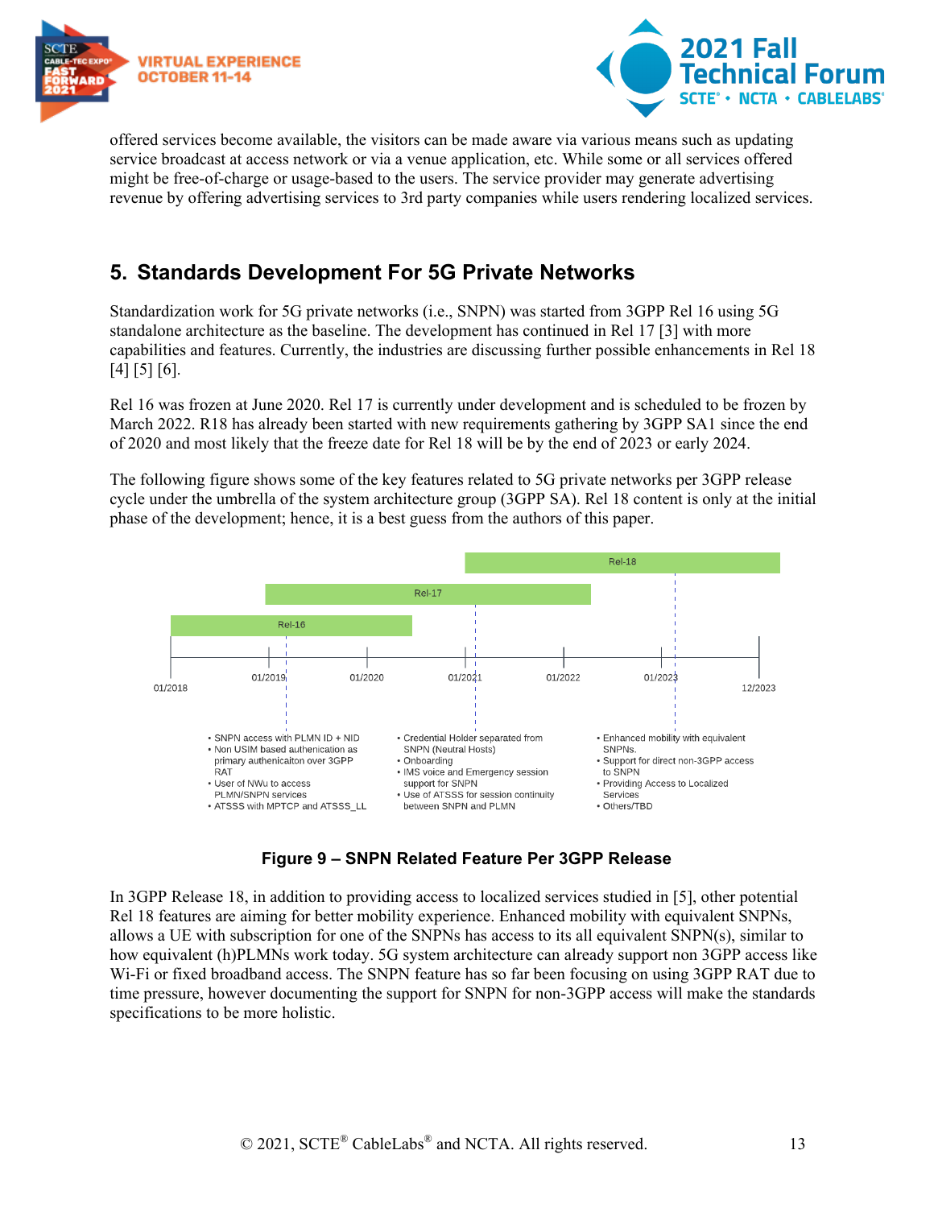offered services become available, the visitors can be made aware via various means such as updating service broadcast at access network or via a venue application, etc. While some or all services offered might be free-of-charge or usage-based to the users. The service provider may generate advertising revenue by offering advertising services to 3rd party companies while users rendering localized services.

## 5. Standards Development For 5G Private Networks

Standardization work for 5G private networks (i.e., SNPN) was started from 3GPP Rel 16 using 5G standalone architecture as the baseline. The development has continued in Rel 17 [3] with more capabilities and features. Currently, the industries are discussing further possible enhancements in Rel 18 [4] [5] [6].

Rel 16 was frozen at June 2020. Rel 17 is currently under development and is scheduled to be frozen by March 2022. R18 has already been started with new requirements gathering by 3GPP SA1 since the end of 2020 and most likely that the freeze date for Rel 18 will be by the end of 2023 or early 2024.

The following figure shows some of the key features related to 5G private networks per 3GPP release cycle under the umbrella of the system architecture group (3GPP SA). Rel 18 content is only at the initial phase of the development; hence, it is a best guess from the authors of this paper.

Rel-16:
- SNPN access with PLMN ID + NID
- Non USIM based authenication as primary authenicaiton over 3GPP RAT
- User of NWu to access PLMN/SNPN services
- ATSSS with MPTCP and ATSSS_LL

Rel-17:
- Credential Holder separated from SNPN (Neutral Hosts)
- Onboarding
- IMS voice and Emergency session support for SNPN
- Use of ATSSS for session continuity between SNPN and PLMN

Rel-18:
- Enhanced mobility with equivalent SNPNs.
- Support for direct non-3GPP access to SNPN
- Providing Access to Localized Services
- Others/TBD

**Figure 9 – SNPN Related Feature Per 3GPP Release**

In 3GPP Release 18, in addition to providing access to localized services studied in [5], other potential Rel 18 features are aiming for better mobility experience. Enhanced mobility with equivalent SNPNs, allows a UE with subscription for one of the SNPNs has access to its all equivalent SNPN(s), similar to how equivalent (h)PLMNs work today. 5G system architecture can already support non 3GPP access like Wi-Fi or fixed broadband access. The SNPN feature has so far been focusing on using 3GPP RAT due to time pressure, however documenting the support for SNPN for non-3GPP access will make the standards specifications to be more holistic.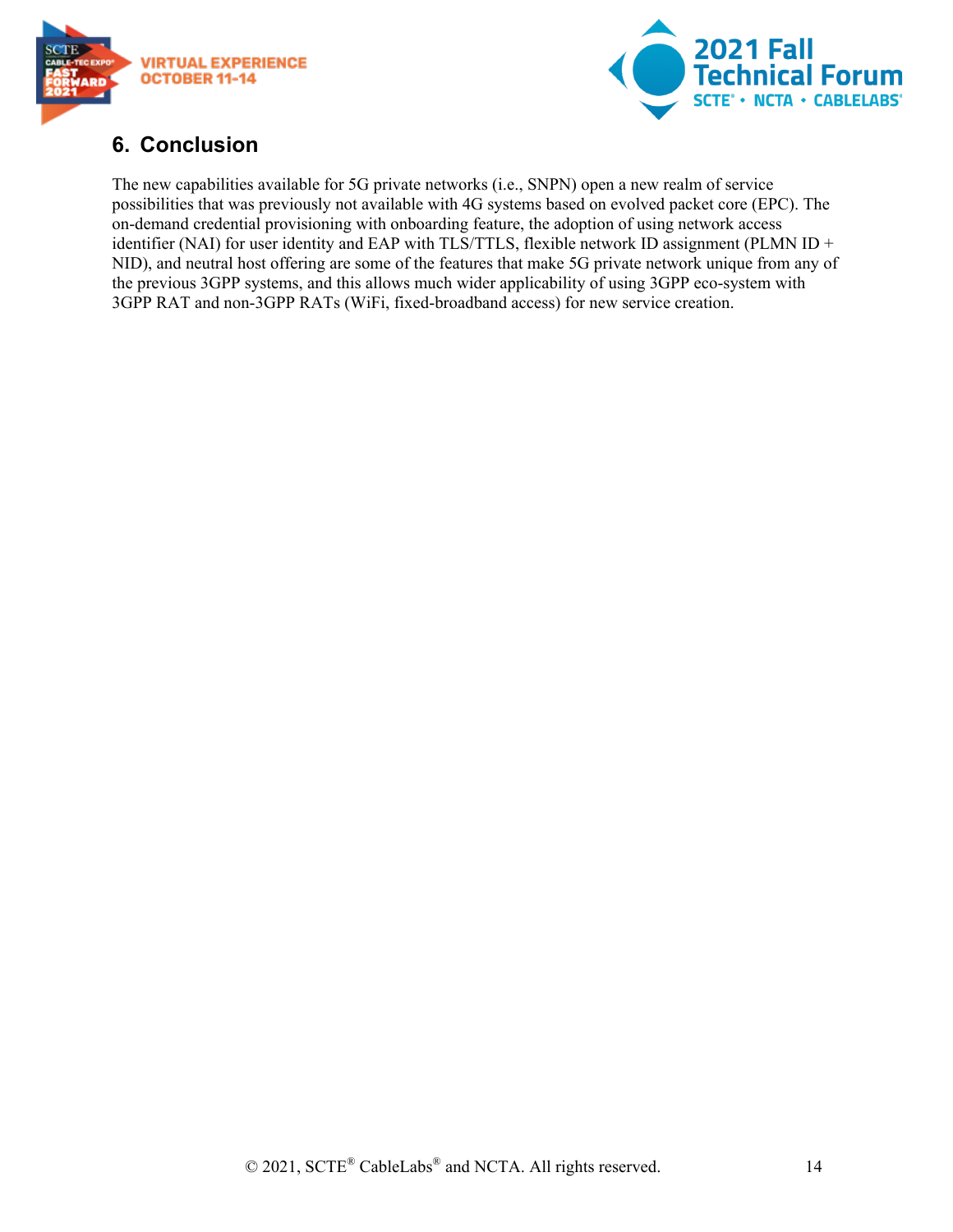## 6. Conclusion

The new capabilities available for 5G private networks (i.e., SNPN) open a new realm of service possibilities that was previously not available with 4G systems based on evolved packet core (EPC). The on-demand credential provisioning with onboarding feature, the adoption of using network access identifier (NAI) for user identity and EAP with TLS/TTLS, flexible network ID assignment (PLMN ID + NID), and neutral host offering are some of the features that make 5G private network unique from any of the previous 3GPP systems, and this allows much wider applicability of using 3GPP eco-system with 3GPP RAT and non-3GPP RATs (WiFi, fixed-broadband access) for new service creation.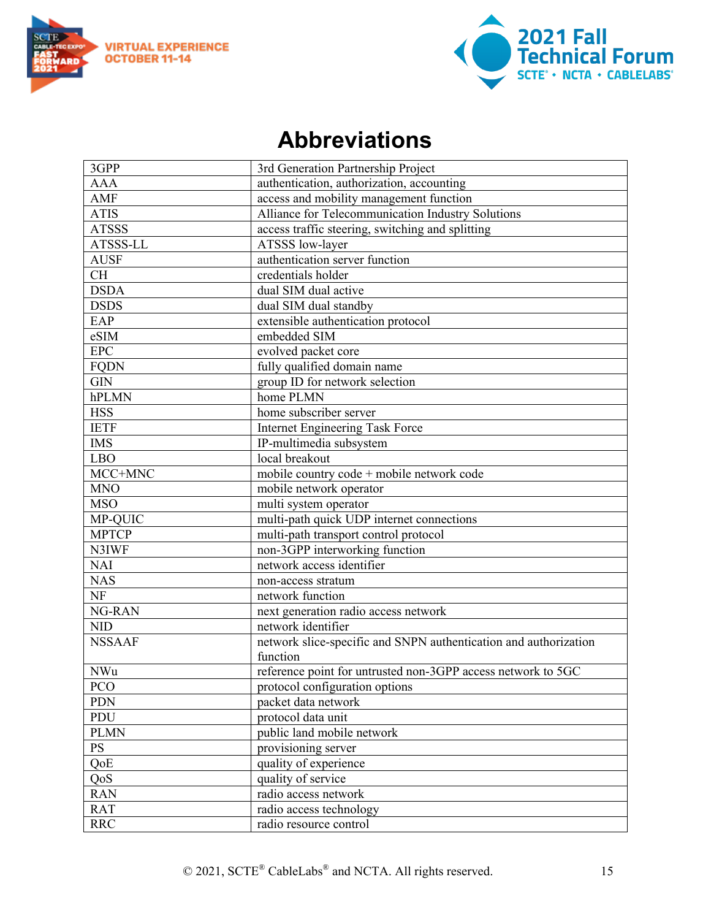# Abbreviations

| | |
|---|---|
| 3GPP | 3rd Generation Partnership Project |
| AAA | authentication, authorization, accounting |
| AMF | access and mobility management function |
| ATIS | Alliance for Telecommunication Industry Solutions |
| ATSSS | access traffic steering, switching and splitting |
| ATSSS-LL | ATSSS low-layer |
| AUSF | authentication server function |
| CH | credentials holder |
| DSDA | dual SIM dual active |
| DSDS | dual SIM dual standby |
| EAP | extensible authentication protocol |
| eSIM | embedded SIM |
| EPC | evolved packet core |
| FQDN | fully qualified domain name |
| GIN | group ID for network selection |
| hPLMN | home PLMN |
| HSS | home subscriber server |
| IETF | Internet Engineering Task Force |
| IMS | IP-multimedia subsystem |
| LBO | local breakout |
| MCC+MNC | mobile country code + mobile network code |
| MNO | mobile network operator |
| MSO | multi system operator |
| MP-QUIC | multi-path quick UDP internet connections |
| MPTCP | multi-path transport control protocol |
| N3IWF | non-3GPP interworking function |
| NAI | network access identifier |
| NAS | non-access stratum |
| NF | network function |
| NG-RAN | next generation radio access network |
| NID | network identifier |
| NSSAAF | network slice-specific and SNPN authentication and authorization function |
| NWu | reference point for untrusted non-3GPP access network to 5GC |
| PCO | protocol configuration options |
| PDN | packet data network |
| PDU | protocol data unit |
| PLMN | public land mobile network |
| PS | provisioning server |
| QoE | quality of experience |
| QoS | quality of service |
| RAN | radio access network |
| RAT | radio access technology |
| RRC | radio resource control |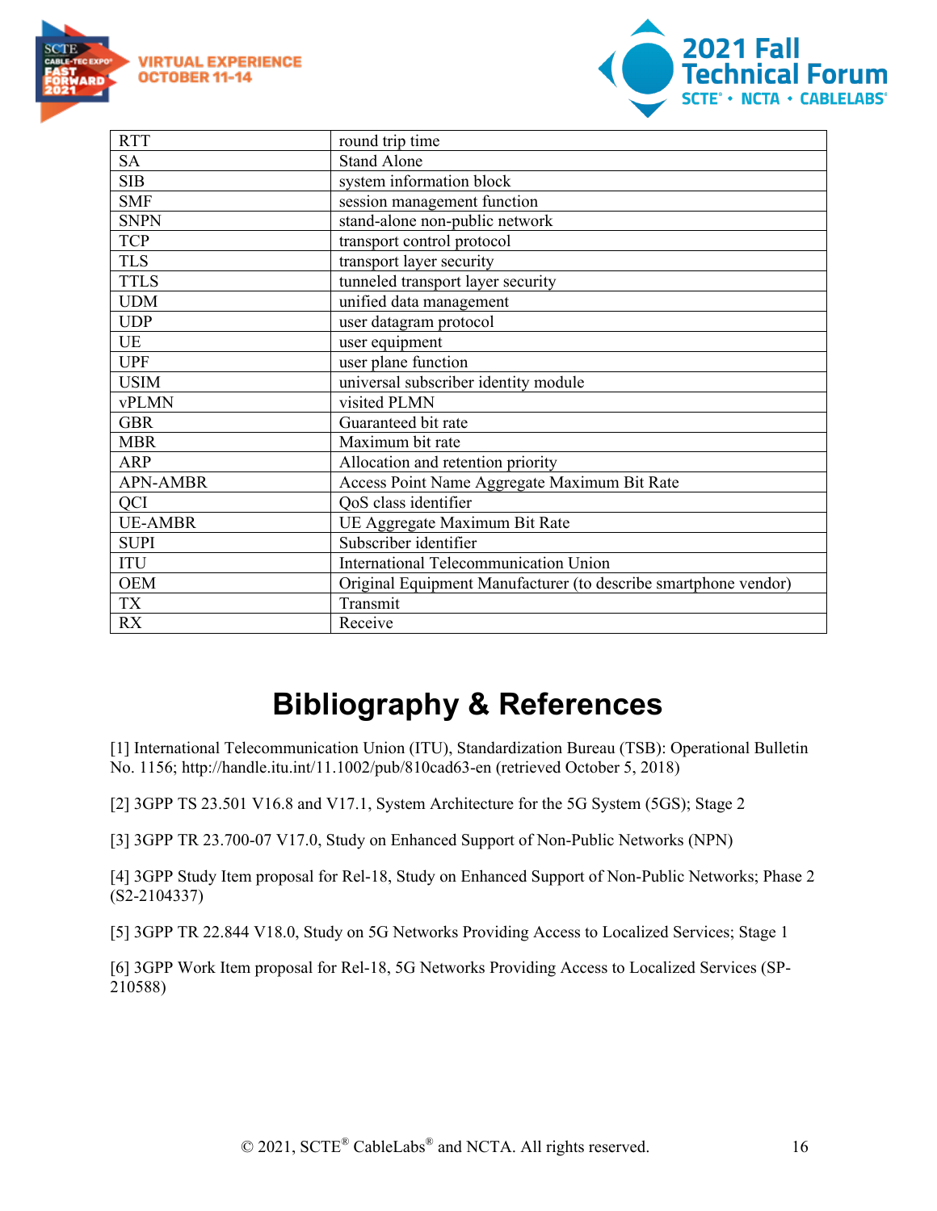| | |
|---|---|
| RTT | round trip time |
| SA | Stand Alone |
| SIB | system information block |
| SMF | session management function |
| SNPN | stand-alone non-public network |
| TCP | transport control protocol |
| TLS | transport layer security |
| TTLS | tunneled transport layer security |
| UDM | unified data management |
| UDP | user datagram protocol |
| UE | user equipment |
| UPF | user plane function |
| USIM | universal subscriber identity module |
| vPLMN | visited PLMN |
| GBR | Guaranteed bit rate |
| MBR | Maximum bit rate |
| ARP | Allocation and retention priority |
| APN-AMBR | Access Point Name Aggregate Maximum Bit Rate |
| QCI | QoS class identifier |
| UE-AMBR | UE Aggregate Maximum Bit Rate |
| SUPI | Subscriber identifier |
| ITU | International Telecommunication Union |
| OEM | Original Equipment Manufacturer (to describe smartphone vendor) |
| TX | Transmit |
| RX | Receive |

# Bibliography & References

[1] International Telecommunication Union (ITU), Standardization Bureau (TSB): Operational Bulletin No. 1156; http://handle.itu.int/11.1002/pub/810cad63-en (retrieved October 5, 2018)

[2] 3GPP TS 23.501 V16.8 and V17.1, System Architecture for the 5G System (5GS); Stage 2

[3] 3GPP TR 23.700-07 V17.0, Study on Enhanced Support of Non-Public Networks (NPN)

[4] 3GPP Study Item proposal for Rel-18, Study on Enhanced Support of Non-Public Networks; Phase 2 (S2-2104337)

[5] 3GPP TR 22.844 V18.0, Study on 5G Networks Providing Access to Localized Services; Stage 1

[6] 3GPP Work Item proposal for Rel-18, 5G Networks Providing Access to Localized Services (SP-210588)